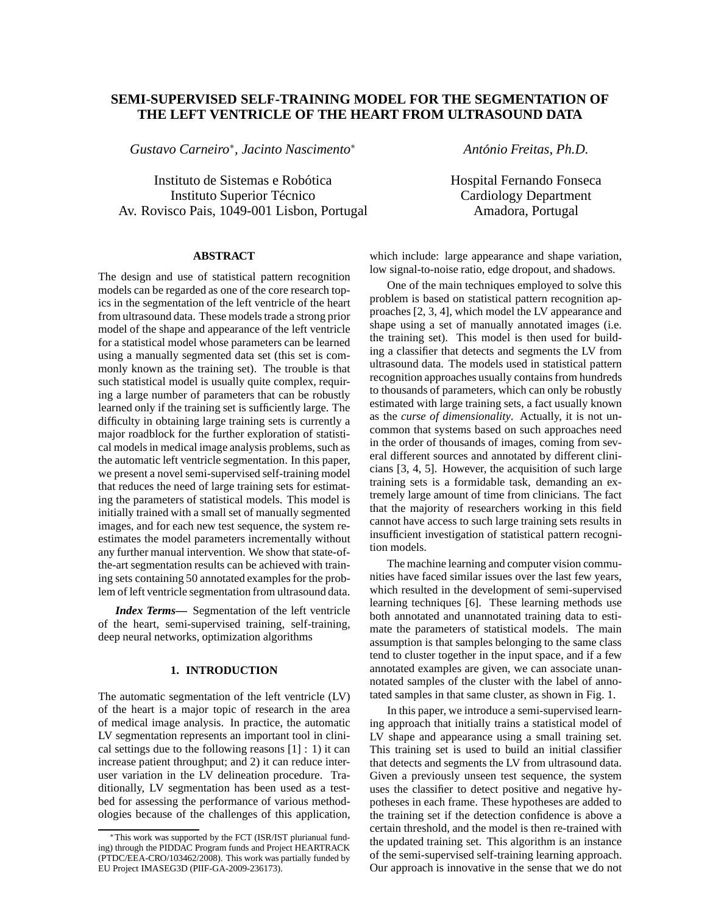# SEMI-SUPERVISED SELF-TRAINING MODEL FOR THE SEGMENTATION OF THE LEFT VENTRICLE OF THE HEART FROM ULTRASOUND DATA

*Gustavo Carneiro*[∗], *Jacinto Nascimento*[∗]

Instituto de Sistemas e Robótica
Instituto Superior Técnico
Av. Rovisco Pais, 1049-001 Lisbon, Portugal

*António Freitas, Ph.D.*

Hospital Fernando Fonseca
Cardiology Department
Amadora, Portugal

## ABSTRACT

The design and use of statistical pattern recognition models can be regarded as one of the core research topics in the segmentation of the left ventricle of the heart from ultrasound data. These models trade a strong prior model of the shape and appearance of the left ventricle for a statistical model whose parameters can be learned using a manually segmented data set (this set is commonly known as the training set). The trouble is that such statistical model is usually quite complex, requiring a large number of parameters that can be robustly learned only if the training set is sufficiently large. The difficulty in obtaining large training sets is currently a major roadblock for the further exploration of statistical models in medical image analysis problems, such as the automatic left ventricle segmentation. In this paper, we present a novel semi-supervised self-training model that reduces the need of large training sets for estimating the parameters of statistical models. This model is initially trained with a small set of manually segmented images, and for each new test sequence, the system reestimates the model parameters incrementally without any further manual intervention. We show that state-of-the-art segmentation results can be achieved with training sets containing 50 annotated examples for the problem of left ventricle segmentation from ultrasound data.

***Index Terms*—** Segmentation of the left ventricle of the heart, semi-supervised training, self-training, deep neural networks, optimization algorithms

## 1. INTRODUCTION

The automatic segmentation of the left ventricle (LV) of the heart is a major topic of research in the area of medical image analysis. In practice, the automatic LV segmentation represents an important tool in clinical settings due to the following reasons [1] : 1) it can increase patient throughput; and 2) it can reduce inter-user variation in the LV delineation procedure. Traditionally, LV segmentation has been used as a testbed for assessing the performance of various methodologies because of the challenges of this application, which include: large appearance and shape variation, low signal-to-noise ratio, edge dropout, and shadows.

One of the main techniques employed to solve this problem is based on statistical pattern recognition approaches [2, 3, 4], which model the LV appearance and shape using a set of manually annotated images (i.e. the training set). This model is then used for building a classifier that detects and segments the LV from ultrasound data. The models used in statistical pattern recognition approaches usually contains from hundreds to thousands of parameters, which can only be robustly estimated with large training sets, a fact usually known as the *curse of dimensionality*. Actually, it is not uncommon that systems based on such approaches need in the order of thousands of images, coming from several different sources and annotated by different clinicians [3, 4, 5]. However, the acquisition of such large training sets is a formidable task, demanding an extremely large amount of time from clinicians. The fact that the majority of researchers working in this field cannot have access to such large training sets results in insufficient investigation of statistical pattern recognition models.

The machine learning and computer vision communities have faced similar issues over the last few years, which resulted in the development of semi-supervised learning techniques [6]. These learning methods use both annotated and unannotated training data to estimate the parameters of statistical models. The main assumption is that samples belonging to the same class tend to cluster together in the input space, and if a few annotated examples are given, we can associate unannotated samples of the cluster with the label of annotated samples in that same cluster, as shown in Fig. 1.

In this paper, we introduce a semi-supervised learning approach that initially trains a statistical model of LV shape and appearance using a small training set. This training set is used to build an initial classifier that detects and segments the LV from ultrasound data. Given a previously unseen test sequence, the system uses the classifier to detect positive and negative hypotheses in each frame. These hypotheses are added to the training set if the detection confidence is above a certain threshold, and the model is then re-trained with the updated training set. This algorithm is an instance of the semi-supervised self-training learning approach. Our approach is innovative in the sense that we do not

[∗]This work was supported by the FCT (ISR/IST plurianual funding) through the PIDDAC Program funds and Project HEARTRACK (PTDC/EEA-CRO/103462/2008). This work was partially funded by EU Project IMASEG3D (PIIF-GA-2009-236173).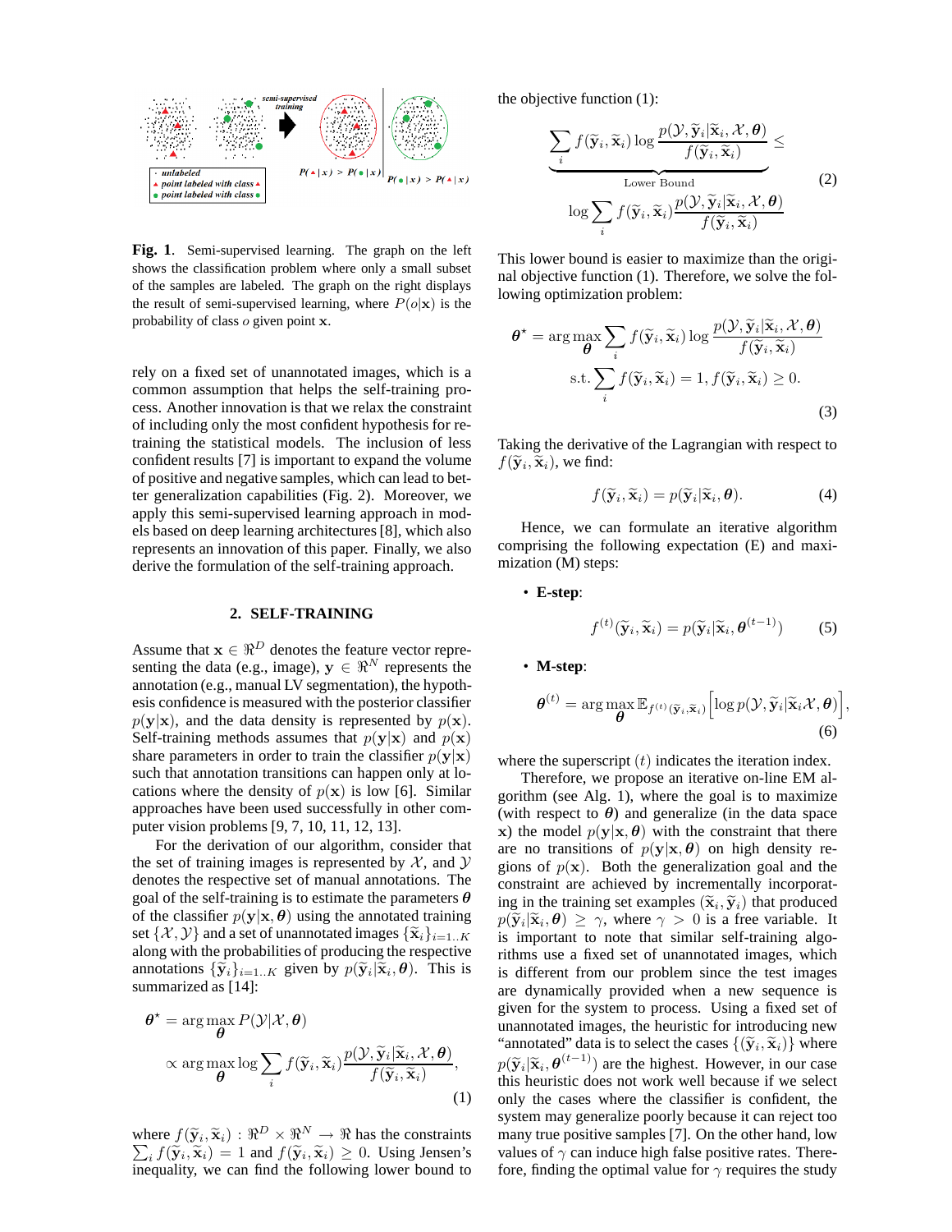**Fig. 1**. Semi-supervised learning. The graph on the left shows the classification problem where only a small subset of the samples are labeled. The graph on the right displays the result of semi-supervised learning, where $P(o|\mathbf{x})$ is the probability of class $o$ given point $\mathbf{x}$.

rely on a fixed set of unannotated images, which is a common assumption that helps the self-training process. Another innovation is that we relax the constraint of including only the most confident hypothesis for retraining the statistical models. The inclusion of less confident results [7] is important to expand the volume of positive and negative samples, which can lead to better generalization capabilities (Fig. 2). Moreover, we apply this semi-supervised learning approach in models based on deep learning architectures [8], which also represents an innovation of this paper. Finally, we also derive the formulation of the self-training approach.

## 2. SELF-TRAINING

Assume that $\mathbf{x} \in \Re^D$ denotes the feature vector representing the data (e.g., image), $\mathbf{y} \in \Re^N$ represents the annotation (e.g., manual LV segmentation), the hypothesis confidence is measured with the posterior classifier $p(\mathbf{y}|\mathbf{x})$, and the data density is represented by $p(\mathbf{x})$. Self-training methods assumes that $p(\mathbf{y}|\mathbf{x})$ and $p(\mathbf{x})$ share parameters in order to train the classifier $p(\mathbf{y}|\mathbf{x})$ such that annotation transitions can happen only at locations where the density of $p(\mathbf{x})$ is low [6]. Similar approaches have been used successfully in other computer vision problems [9, 7, 10, 11, 12, 13].

For the derivation of our algorithm, consider that the set of training images is represented by $\mathcal{X}$, and $\mathcal{Y}$ denotes the respective set of manual annotations. The goal of the self-training is to estimate the parameters $\boldsymbol{\theta}$ of the classifier $p(\mathbf{y}|\mathbf{x}, \boldsymbol{\theta})$ using the annotated training set $\{\mathcal{X}, \mathcal{Y}\}$ and a set of unannotated images $\{\widetilde{\mathbf{x}}_i\}_{i=1..K}$ along with the probabilities of producing the respective annotations $\{\widetilde{\mathbf{y}}_i\}_{i=1..K}$ given by $p(\widetilde{\mathbf{y}}_i|\widetilde{\mathbf{x}}_i, \boldsymbol{\theta})$. This is summarized as [14]:

$$
\begin{aligned}
\boldsymbol{\theta}^{\star} &= \arg\max_{\boldsymbol{\theta}} P(\mathcal{Y}|\mathcal{X}, \boldsymbol{\theta}) \\
&\propto \arg\max_{\boldsymbol{\theta}} \log \sum_i f(\widetilde{\mathbf{y}}_i, \widetilde{\mathbf{x}}_i) \frac{p(\mathcal{Y}, \widetilde{\mathbf{y}}_i|\widetilde{\mathbf{x}}_i, \mathcal{X}, \boldsymbol{\theta})}{f(\widetilde{\mathbf{y}}_i, \widetilde{\mathbf{x}}_i)},
\end{aligned}
\tag{1}
$$

where $f(\widetilde{\mathbf{y}}_i, \widetilde{\mathbf{x}}_i) : \Re^D \times \Re^N \rightarrow \Re$ has the constraints $\sum_i f(\widetilde{\mathbf{y}}_i, \widetilde{\mathbf{x}}_i) = 1$ and $f(\widetilde{\mathbf{y}}_i, \widetilde{\mathbf{x}}_i) \geq 0$. Using Jensen's inequality, we can find the following lower bound to the objective function (1):

$$
\underbrace{\sum_i f(\widetilde{\mathbf{y}}_i, \widetilde{\mathbf{x}}_i) \log \frac{p(\mathcal{Y}, \widetilde{\mathbf{y}}_i|\widetilde{\mathbf{x}}_i, \mathcal{X}, \boldsymbol{\theta})}{f(\widetilde{\mathbf{y}}_i, \widetilde{\mathbf{x}}_i)}}_{\text{Lower Bound}} \leq \log \sum_i f(\widetilde{\mathbf{y}}_i, \widetilde{\mathbf{x}}_i) \frac{p(\mathcal{Y}, \widetilde{\mathbf{y}}_i|\widetilde{\mathbf{x}}_i, \mathcal{X}, \boldsymbol{\theta})}{f(\widetilde{\mathbf{y}}_i, \widetilde{\mathbf{x}}_i)}
\tag{2}
$$

This lower bound is easier to maximize than the original objective function (1). Therefore, we solve the following optimization problem:

$$
\begin{aligned}
\boldsymbol{\theta}^{\star} &= \arg\max_{\boldsymbol{\theta}} \sum_i f(\widetilde{\mathbf{y}}_i, \widetilde{\mathbf{x}}_i) \log \frac{p(\mathcal{Y}, \widetilde{\mathbf{y}}_i|\widetilde{\mathbf{x}}_i, \mathcal{X}, \boldsymbol{\theta})}{f(\widetilde{\mathbf{y}}_i, \widetilde{\mathbf{x}}_i)} \\
&\quad \text{s.t.} \sum_i f(\widetilde{\mathbf{y}}_i, \widetilde{\mathbf{x}}_i) = 1, f(\widetilde{\mathbf{y}}_i, \widetilde{\mathbf{x}}_i) \geq 0.
\end{aligned}
\tag{3}
$$

Taking the derivative of the Lagrangian with respect to $f(\widetilde{\mathbf{y}}_i, \widetilde{\mathbf{x}}_i)$, we find:

$$
f(\widetilde{\mathbf{y}}_i, \widetilde{\mathbf{x}}_i) = p(\widetilde{\mathbf{y}}_i|\widetilde{\mathbf{x}}_i, \boldsymbol{\theta}). \tag{4}
$$

Hence, we can formulate an iterative algorithm comprising the following expectation (E) and maximization (M) steps:

- **E-step**:

$$
f^{(t)}(\widetilde{\mathbf{y}}_i, \widetilde{\mathbf{x}}_i) = p(\widetilde{\mathbf{y}}_i|\widetilde{\mathbf{x}}_i, \boldsymbol{\theta}^{(t-1)}) \tag{5}
$$

- **M-step**:

$$
\boldsymbol{\theta}^{(t)} = \arg\max_{\boldsymbol{\theta}} \mathbb{E}_{f^{(t)}(\widetilde{\mathbf{y}}_i, \widetilde{\mathbf{x}}_i)}\Big[\log p(\mathcal{Y}, \widetilde{\mathbf{y}}_i|\widetilde{\mathbf{x}}_i \mathcal{X}, \boldsymbol{\theta})\Big], \tag{6}
$$

where the superscript $(t)$ indicates the iteration index.

Therefore, we propose an iterative on-line EM algorithm (see Alg. 1), where the goal is to maximize (with respect to $\boldsymbol{\theta}$) and generalize (in the data space $\mathbf{x}$) the model $p(\mathbf{y}|\mathbf{x}, \boldsymbol{\theta})$ with the constraint that there are no transitions of $p(\mathbf{y}|\mathbf{x}, \boldsymbol{\theta})$ on high density regions of $p(\mathbf{x})$. Both the generalization goal and the constraint are achieved by incrementally incorporating in the training set examples $(\widetilde{\mathbf{x}}_i, \widetilde{\mathbf{y}}_i)$ that produced $p(\widetilde{\mathbf{y}}_i|\widetilde{\mathbf{x}}_i, \boldsymbol{\theta}) \geq \gamma$, where $\gamma > 0$ is a free variable. It is important to note that similar self-training algorithms use a fixed set of unannotated images, which is different from our problem since the test images are dynamically provided when a new sequence is given for the system to process. Using a fixed set of unannotated images, the heuristic for introducing new "annotated" data is to select the cases $\{(\widetilde{\mathbf{y}}_i, \widetilde{\mathbf{x}}_i)\}$ where $p(\widetilde{\mathbf{y}}_i|\widetilde{\mathbf{x}}_i, \boldsymbol{\theta}^{(t-1)})$ are the highest. However, in our case this heuristic does not work well because if we select only the cases where the classifier is confident, the system may generalize poorly because it can reject too many true positive samples [7]. On the other hand, low values of $\gamma$ can induce high false positive rates. Therefore, finding the optimal value for $\gamma$ requires the study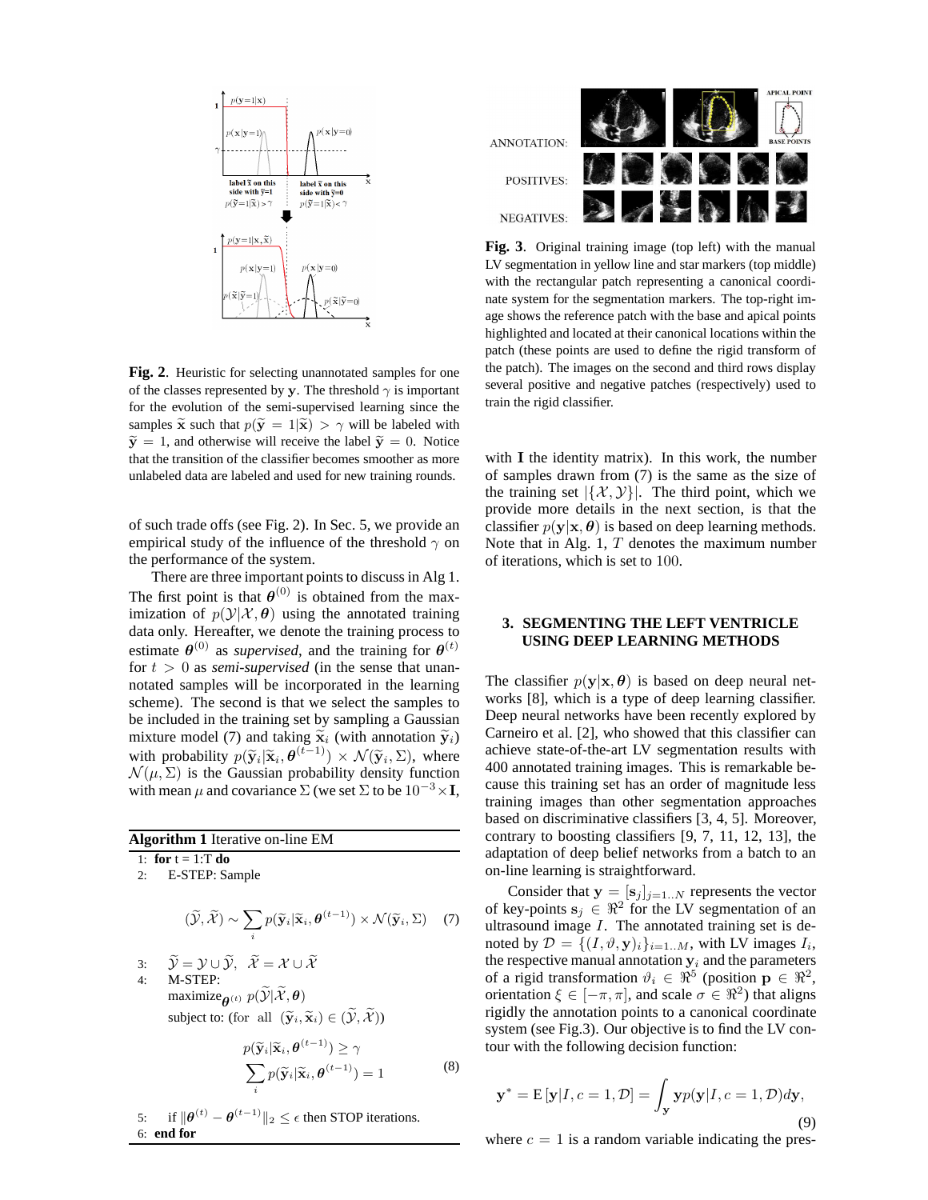**Fig. 2**. Heuristic for selecting unannotated samples for one of the classes represented by $\mathbf{y}$. The threshold $\gamma$ is important for the evolution of the semi-supervised learning since the samples $\widetilde{\mathbf{x}}$ such that $p(\widetilde{\mathbf{y}} = 1|\widetilde{\mathbf{x}}) > \gamma$ will be labeled with $\widetilde{\mathbf{y}} = 1$, and otherwise will receive the label $\widetilde{\mathbf{y}} = 0$. Notice that the transition of the classifier becomes smoother as more unlabeled data are labeled and used for new training rounds.

of such trade offs (see Fig. 2). In Sec. 5, we provide an empirical study of the influence of the threshold $\gamma$ on the performance of the system.

There are three important points to discuss in Alg 1. The first point is that $\boldsymbol{\theta}^{(0)}$ is obtained from the maximization of $p(\mathcal{Y}|\mathcal{X}, \boldsymbol{\theta})$ using the annotated training data only. Hereafter, we denote the training process to estimate $\boldsymbol{\theta}^{(0)}$ as *supervised*, and the training for $\boldsymbol{\theta}^{(t)}$ for $t > 0$ as *semi-supervised* (in the sense that unannotated samples will be incorporated in the learning scheme). The second is that we select the samples to be included in the training set by sampling a Gaussian mixture model (7) and taking $\widetilde{\mathbf{x}}_i$ (with annotation $\widetilde{\mathbf{y}}_i$) with probability $p(\widetilde{\mathbf{y}}_i|\widetilde{\mathbf{x}}_i, \boldsymbol{\theta}^{(t-1)}) \times \mathcal{N}(\widetilde{\mathbf{y}}_i, \Sigma)$, where $\mathcal{N}(\mu, \Sigma)$ is the Gaussian probability density function with mean $\mu$ and covariance $\Sigma$ (we set $\Sigma$ to be $10^{-3} \times \mathbf{I}$, with $\mathbf{I}$ the identity matrix). In this work, the number of samples drawn from (7) is the same as the size of the training set $|\{\mathcal{X}, \mathcal{Y}\}|$. The third point, which we provide more details in the next section, is that the classifier $p(\mathbf{y}|\mathbf{x}, \boldsymbol{\theta})$ is based on deep learning methods. Note that in Alg. 1, $T$ denotes the maximum number of iterations, which is set to 100.

**Algorithm 1** Iterative on-line EM

```
1: for t = 1:T do
2:     E-STEP: Sample
```

$$(\widetilde{\mathcal{Y}}, \widetilde{\mathcal{X}}) \sim \sum_i p(\widetilde{\mathbf{y}}_i|\widetilde{\mathbf{x}}_i, \boldsymbol{\theta}^{(t-1)}) \times \mathcal{N}(\widetilde{\mathbf{y}}_i, \Sigma) \quad (7)$$

```
3:     
```
$\widetilde{\mathcal{Y}} = \mathcal{Y} \cup \widetilde{\mathcal{Y}}, \quad \widetilde{\mathcal{X}} = \mathcal{X} \cup \widetilde{\mathcal{X}}$

```
4:     M-STEP:
```
maximize$_{\boldsymbol{\theta}^{(t)}}$ $p(\widetilde{\mathcal{Y}}|\widetilde{\mathcal{X}}, \boldsymbol{\theta})$

subject to: (for all $(\widetilde{\mathbf{y}}_i, \widetilde{\mathbf{x}}_i) \in (\widetilde{\mathcal{Y}}, \widetilde{\mathcal{X}})$)

$$\begin{aligned} p(\widetilde{\mathbf{y}}_i|\widetilde{\mathbf{x}}_i, \boldsymbol{\theta}^{(t-1)}) \geq \gamma \\ \sum_i p(\widetilde{\mathbf{y}}_i|\widetilde{\mathbf{x}}_i, \boldsymbol{\theta}^{(t-1)}) = 1 \end{aligned} \quad (8)$$

```
5:     if ||θ(t) − θ(t−1)||_2 ≤ ε then STOP iterations.
6: end for
```

**Fig. 3**. Original training image (top left) with the manual LV segmentation in yellow line and star markers (top middle) with the rectangular patch representing a canonical coordinate system for the segmentation markers. The top-right image shows the reference patch with the base and apical points highlighted and located at their canonical locations within the patch (these points are used to define the rigid transform of the patch). The images on the second and third rows display several positive and negative patches (respectively) used to train the rigid classifier.

## 3. SEGMENTING THE LEFT VENTRICLE USING DEEP LEARNING METHODS

The classifier $p(\mathbf{y}|\mathbf{x}, \boldsymbol{\theta})$ is based on deep neural networks [8], which is a type of deep learning classifier. Deep neural networks have been recently explored by Carneiro et al. [2], who showed that this classifier can achieve state-of-the-art LV segmentation results with 400 annotated training images. This is remarkable because this training set has an order of magnitude less training images than other segmentation approaches based on discriminative classifiers [3, 4, 5]. Moreover, contrary to boosting classifiers [9, 7, 11, 12, 13], the adaptation of deep belief networks from a batch to an on-line learning is straightforward.

Consider that $\mathbf{y} = [\mathbf{s}_j]_{j=1..N}$ represents the vector of key-points $\mathbf{s}_j \in \Re^2$ for the LV segmentation of an ultrasound image $I$. The annotated training set is denoted by $\mathcal{D} = \{(I, \vartheta, \mathbf{y})_i\}_{i=1..M}$, with LV images $I_i$, the respective manual annotation $\mathbf{y}_i$ and the parameters of a rigid transformation $\vartheta_i \in \Re^5$ (position $\mathbf{p} \in \Re^2$, orientation $\xi \in [-\pi, \pi]$, and scale $\sigma \in \Re^2$) that aligns rigidly the annotation points to a canonical coordinate system (see Fig.3). Our objective is to find the LV contour with the following decision function:

$$\mathbf{y}^* = \mathrm{E}[\mathbf{y}|I, c = 1, \mathcal{D}] = \int_{\mathbf{y}} \mathbf{y} p(\mathbf{y}|I, c = 1, \mathcal{D}) d\mathbf{y}, \quad (9)$$

where $c = 1$ is a random variable indicating the pres-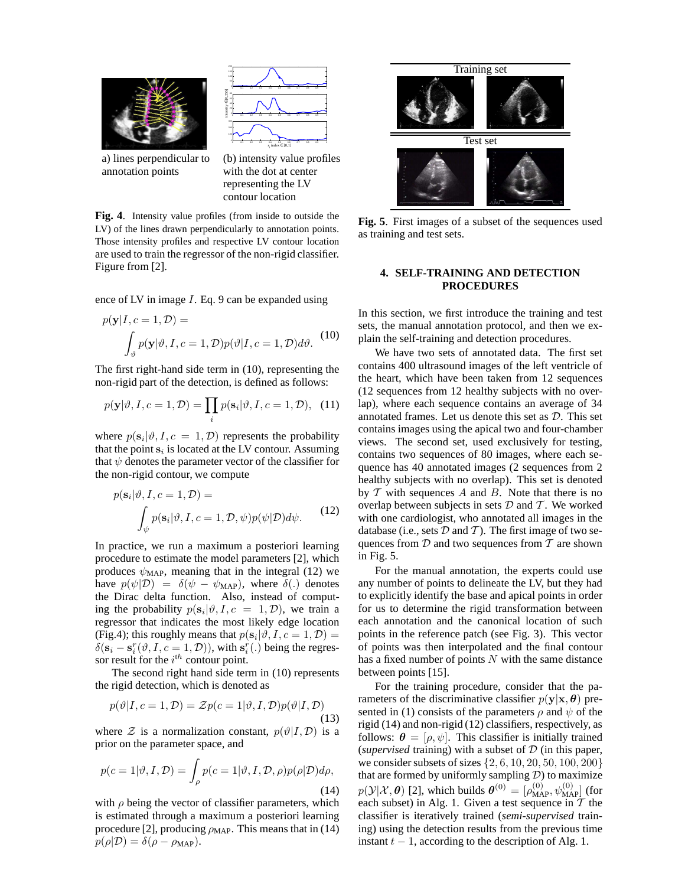a) lines perpendicular to annotation points

(b) intensity value profiles with the dot at center representing the LV contour location

**Fig. 4**. Intensity value profiles (from inside to outside the LV) of the lines drawn perpendicularly to annotation points. Those intensity profiles and respective LV contour location are used to train the regressor of the non-rigid classifier. Figure from [2].

ence of LV in image $I$. Eq. 9 can be expanded using

$$p(\mathbf{y}|I, c=1, \mathcal{D}) = \int_{\vartheta} p(\mathbf{y}|\vartheta, I, c=1, \mathcal{D}) p(\vartheta|I, c=1, \mathcal{D}) d\vartheta. \quad (10)$$

The first right-hand side term in (10), representing the non-rigid part of the detection, is defined as follows:

$$p(\mathbf{y}|\vartheta, I, c=1, \mathcal{D}) = \prod_i p(\mathbf{s}_i|\vartheta, I, c=1, \mathcal{D}), \quad (11)$$

where $p(\mathbf{s}_i|\vartheta, I, c=1, \mathcal{D})$ represents the probability that the point $\mathbf{s}_i$ is located at the LV contour. Assuming that $\psi$ denotes the parameter vector of the classifier for the non-rigid contour, we compute

$$p(\mathbf{s}_i|\vartheta, I, c=1, \mathcal{D}) = \int_{\psi} p(\mathbf{s}_i|\vartheta, I, c=1, \mathcal{D}, \psi) p(\psi|\mathcal{D}) d\psi. \quad (12)$$

In practice, we run a maximum a posteriori learning procedure to estimate the model parameters [2], which produces $\psi_{\text{MAP}}$, meaning that in the integral (12) we have $p(\psi|\mathcal{D}) = \delta(\psi - \psi_{\text{MAP}})$, where $\delta(.)$ denotes the Dirac delta function. Also, instead of computing the probability $p(\mathbf{s}_i|\vartheta, I, c=1, \mathcal{D})$, we train a regressor that indicates the most likely edge location (Fig.4); this roughly means that $p(\mathbf{s}_i|\vartheta, I, c=1, \mathcal{D}) = \delta(\mathbf{s}_i - \mathbf{s}_i^r(\vartheta, I, c=1, \mathcal{D}))$, with $\mathbf{s}_i^r(.)$ being the regressor result for the $i^{th}$ contour point.

The second right hand side term in (10) represents the rigid detection, which is denoted as

$$p(\vartheta|I, c=1, \mathcal{D}) = \mathcal{Z} p(c=1|\vartheta, I, \mathcal{D}) p(\vartheta|I, \mathcal{D}) \quad (13)$$

where $\mathcal{Z}$ is a normalization constant, $p(\vartheta|I, \mathcal{D})$ is a prior on the parameter space, and

$$p(c=1|\vartheta, I, \mathcal{D}) = \int_{\rho} p(c=1|\vartheta, I, \mathcal{D}, \rho) p(\rho|\mathcal{D}) d\rho, \quad (14)$$

with $\rho$ being the vector of classifier parameters, which is estimated through a maximum a posteriori learning procedure [2], producing $\rho_{\text{MAP}}$. This means that in (14) $p(\rho|\mathcal{D}) = \delta(\rho - \rho_{\text{MAP}})$.

Training set

Test set

**Fig. 5**. First images of a subset of the sequences used as training and test sets.

## 4. SELF-TRAINING AND DETECTION PROCEDURES

In this section, we first introduce the training and test sets, the manual annotation protocol, and then we explain the self-training and detection procedures.

We have two sets of annotated data. The first set contains 400 ultrasound images of the left ventricle of the heart, which have been taken from 12 sequences (12 sequences from 12 healthy subjects with no overlap), where each sequence contains an average of 34 annotated frames. Let us denote this set as $\mathcal{D}$. This set contains images using the apical two and four-chamber views. The second set, used exclusively for testing, contains two sequences of 80 images, where each sequence has 40 annotated images (2 sequences from 2 healthy subjects with no overlap). This set is denoted by $\mathcal{T}$ with sequences $A$ and $B$. Note that there is no overlap between subjects in sets $\mathcal{D}$ and $\mathcal{T}$. We worked with one cardiologist, who annotated all images in the database (i.e., sets $\mathcal{D}$ and $\mathcal{T}$). The first image of two sequences from $\mathcal{D}$ and two sequences from $\mathcal{T}$ are shown in Fig. 5.

For the manual annotation, the experts could use any number of points to delineate the LV, but they had to explicitly identify the base and apical points in order for us to determine the rigid transformation between each annotation and the canonical location of such points in the reference patch (see Fig. 3). This vector of points was then interpolated and the final contour has a fixed number of points $N$ with the same distance between points [15].

For the training procedure, consider that the parameters of the discriminative classifier $p(\mathbf{y}|\mathbf{x}, \boldsymbol{\theta})$ presented in (1) consists of the parameters $\rho$ and $\psi$ of the rigid (14) and non-rigid (12) classifiers, respectively, as follows: $\boldsymbol{\theta} = [\rho, \psi]$. This classifier is initially trained (***supervised*** training) with a subset of $\mathcal{D}$ (in this paper, we consider subsets of sizes $\{2, 6, 10, 20, 50, 100, 200\}$ that are formed by uniformly sampling $\mathcal{D}$) to maximize $p(\mathcal{Y}|\mathcal{X}, \boldsymbol{\theta})$ [2], which builds $\boldsymbol{\theta}^{(0)} = [\rho_{\text{MAP}}^{(0)}, \psi_{\text{MAP}}^{(0)}]$ (for each subset) in Alg. 1. Given a test sequence in $\mathcal{T}$ the classifier is iteratively trained (***semi-supervised*** training) using the detection results from the previous time instant $t-1$, according to the description of Alg. 1.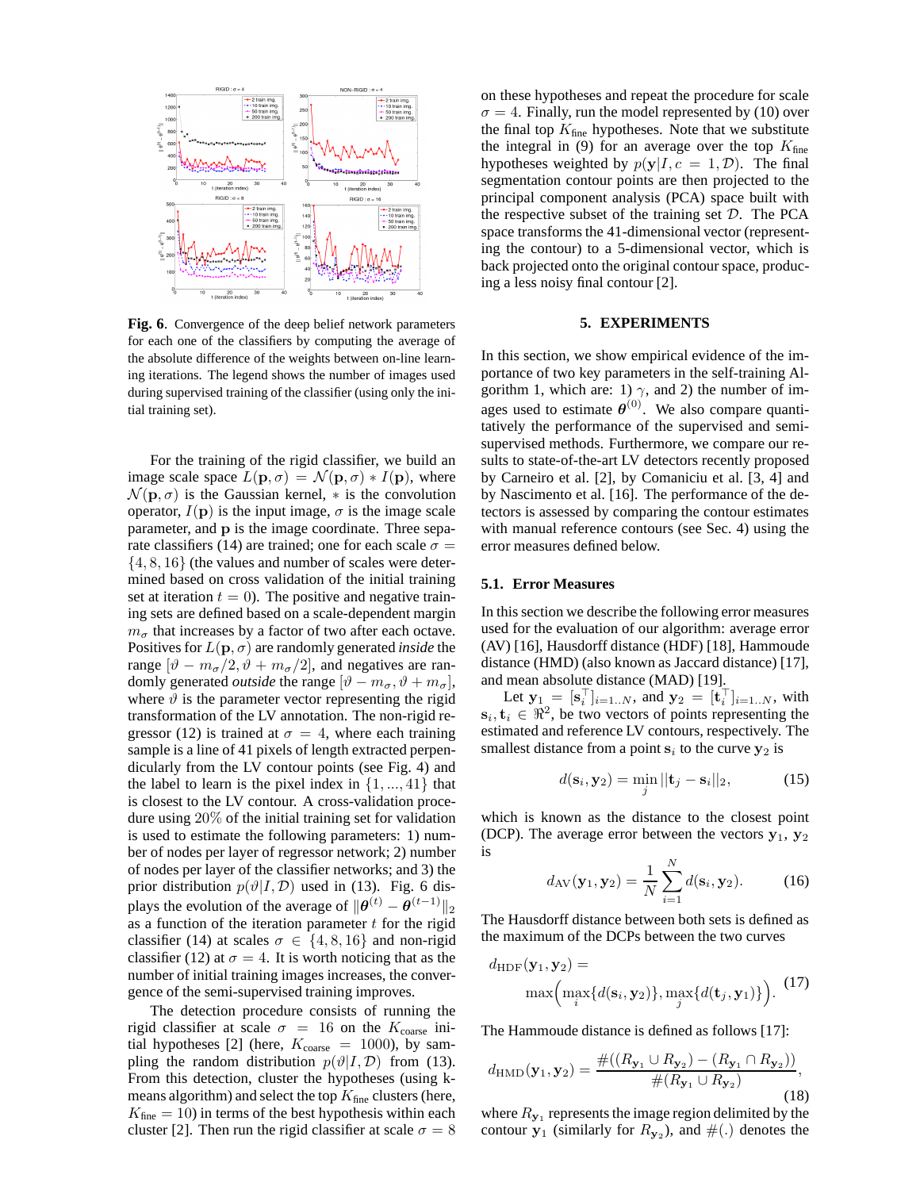**Fig. 6**. Convergence of the deep belief network parameters for each one of the classifiers by computing the average of the absolute difference of the weights between on-line learning iterations. The legend shows the number of images used during supervised training of the classifier (using only the initial training set).

For the training of the rigid classifier, we build an image scale space $L(\mathbf{p},\sigma) = \mathcal{N}(\mathbf{p},\sigma) * I(\mathbf{p})$, where $\mathcal{N}(\mathbf{p},\sigma)$ is the Gaussian kernel, $*$ is the convolution operator, $I(\mathbf{p})$ is the input image, $\sigma$ is the image scale parameter, and $\mathbf{p}$ is the image coordinate. Three separate classifiers (14) are trained; one for each scale $\sigma = \{4, 8, 16\}$ (the values and number of scales were determined based on cross validation of the initial training set at iteration $t = 0$). The positive and negative training sets are defined based on a scale-dependent margin $m_\sigma$ that increases by a factor of two after each octave. Positives for $L(\mathbf{p},\sigma)$ are randomly generated *inside* the range $[\vartheta - m_\sigma/2, \vartheta + m_\sigma/2]$, and negatives are randomly generated *outside* the range $[\vartheta - m_\sigma, \vartheta + m_\sigma]$, where $\vartheta$ is the parameter vector representing the rigid transformation of the LV annotation. The non-rigid regressor (12) is trained at $\sigma = 4$, where each training sample is a line of 41 pixels of length extracted perpendicularly from the LV contour points (see Fig. 4) and the label to learn is the pixel index in $\{1, ..., 41\}$ that is closest to the LV contour. A cross-validation procedure using 20% of the initial training set for validation is used to estimate the following parameters: 1) number of nodes per layer of regressor network; 2) number of nodes per layer of the classifier networks; and 3) the prior distribution $p(\vartheta|I,\mathcal{D})$ used in (13). Fig. 6 displays the evolution of the average of $\|\boldsymbol{\theta}^{(t)} - \boldsymbol{\theta}^{(t-1)}\|_2$ as a function of the iteration parameter $t$ for the rigid classifier (14) at scales $\sigma \in \{4, 8, 16\}$ and non-rigid classifier (12) at $\sigma = 4$. It is worth noticing that as the number of initial training images increases, the convergence of the semi-supervised training improves.

The detection procedure consists of running the rigid classifier at scale $\sigma = 16$ on the $K_{\text{coarse}}$ initial hypotheses [2] (here, $K_{\text{coarse}} = 1000$), by sampling the random distribution $p(\vartheta|I,\mathcal{D})$ from (13). From this detection, cluster the hypotheses (using k-means algorithm) and select the top $K_{\text{fine}}$ clusters (here, $K_{\text{fine}} = 10$) in terms of the best hypothesis within each cluster [2]. Then run the rigid classifier at scale $\sigma = 8$ on these hypotheses and repeat the procedure for scale $\sigma = 4$. Finally, run the model represented by (10) over the final top $K_{\text{fine}}$ hypotheses. Note that we substitute the integral in (9) for an average over the top $K_{\text{fine}}$ hypotheses weighted by $p(\mathbf{y}|I, c = 1,\mathcal{D})$. The final segmentation contour points are then projected to the principal component analysis (PCA) space built with the respective subset of the training set $\mathcal{D}$. The PCA space transforms the 41-dimensional vector (representing the contour) to a 5-dimensional vector, which is back projected onto the original contour space, producing a less noisy final contour [2].

## 5. EXPERIMENTS

In this section, we show empirical evidence of the importance of two key parameters in the self-training Algorithm 1, which are: 1) $\gamma$, and 2) the number of images used to estimate $\boldsymbol{\theta}^{(0)}$. We also compare quantitatively the performance of the supervised and semi-supervised methods. Furthermore, we compare our results to state-of-the-art LV detectors recently proposed by Carneiro et al. [2], by Comaniciu et al. [3, 4] and by Nascimento et al. [16]. The performance of the detectors is assessed by comparing the contour estimates with manual reference contours (see Sec. 4) using the error measures defined below.

### 5.1. Error Measures

In this section we describe the following error measures used for the evaluation of our algorithm: average error (AV) [16], Hausdorff distance (HDF) [18], Hammoude distance (HMD) (also known as Jaccard distance) [17], and mean absolute distance (MAD) [19].

Let $\mathbf{y}_1 = [\mathbf{s}_i^\top]_{i=1..N}$, and $\mathbf{y}_2 = [\mathbf{t}_i^\top]_{i=1..N}$, with $\mathbf{s}_i, \mathbf{t}_i \in \Re^2$, be two vectors of points representing the estimated and reference LV contours, respectively. The smallest distance from a point $\mathbf{s}_i$ to the curve $\mathbf{y}_2$ is

$$d(\mathbf{s}_i, \mathbf{y}_2) = \min_j ||\mathbf{t}_j - \mathbf{s}_i||_2, \tag{15}$$

which is known as the distance to the closest point (DCP). The average error between the vectors $\mathbf{y}_1$, $\mathbf{y}_2$ is

$$d_{\text{AV}}(\mathbf{y}_1, \mathbf{y}_2) = \frac{1}{N}\sum_{i=1}^{N} d(\mathbf{s}_i, \mathbf{y}_2). \tag{16}$$

The Hausdorff distance between both sets is defined as the maximum of the DCPs between the two curves

$$d_{\text{HDF}}(\mathbf{y}_1, \mathbf{y}_2) = \max\Big(\max_i\{d(\mathbf{s}_i, \mathbf{y}_2)\}, \max_j\{d(\mathbf{t}_j, \mathbf{y}_1)\}\Big). \tag{17}$$

The Hammoude distance is defined as follows [17]:

$$d_{\text{HMD}}(\mathbf{y}_1, \mathbf{y}_2) = \frac{\#((R_{\mathbf{y}_1} \cup R_{\mathbf{y}_2}) - (R_{\mathbf{y}_1} \cap R_{\mathbf{y}_2}))}{\#(R_{\mathbf{y}_1} \cup R_{\mathbf{y}_2})}, \tag{18}$$

where $R_{\mathbf{y}_1}$ represents the image region delimited by the contour $\mathbf{y}_1$ (similarly for $R_{\mathbf{y}_2}$), and $\#(.)$ denotes the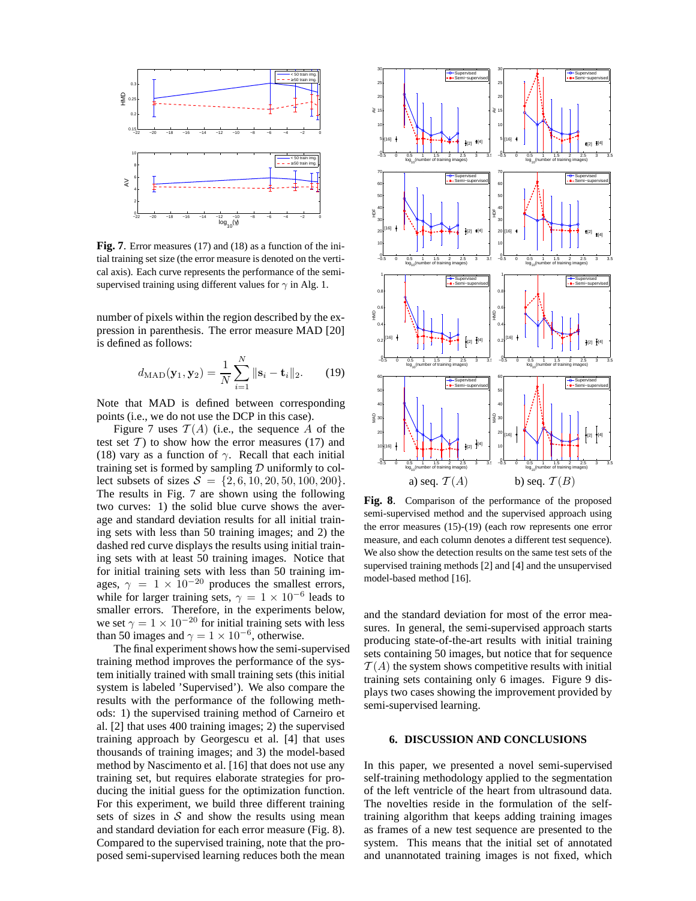**Fig. 7**. Error measures (17) and (18) as a function of the initial training set size (the error measure is denoted on the vertical axis). Each curve represents the performance of the semi-supervised training using different values for $\gamma$ in Alg. 1.

number of pixels within the region described by the expression in parenthesis. The error measure MAD [20] is defined as follows:

$$d_{\mathrm{MAD}}(\mathbf{y}_1, \mathbf{y}_2) = \frac{1}{N}\sum_{i=1}^{N} \|\mathbf{s}_i - \mathbf{t}_i\|_2. \tag{19}$$

Note that MAD is defined between corresponding points (i.e., we do not use the DCP in this case).

Figure 7 uses $\mathcal{T}(A)$ (i.e., the sequence $A$ of the test set $\mathcal{T}$) to show how the error measures (17) and (18) vary as a function of $\gamma$. Recall that each initial training set is formed by sampling $\mathcal{D}$ uniformly to collect subsets of sizes $\mathcal{S} = \{2, 6, 10, 20, 50, 100, 200\}$. The results in Fig. 7 are shown using the following two curves: 1) the solid blue curve shows the average and standard deviation results for all initial training sets with less than 50 training images; and 2) the dashed red curve displays the results using initial training sets with at least 50 training images. Notice that for initial training sets with less than 50 training images, $\gamma = 1 \times 10^{-20}$ produces the smallest errors, while for larger training sets, $\gamma = 1 \times 10^{-6}$ leads to smaller errors. Therefore, in the experiments below, we set $\gamma = 1 \times 10^{-20}$ for initial training sets with less than 50 images and $\gamma = 1 \times 10^{-6}$, otherwise.

The final experiment shows how the semi-supervised training method improves the performance of the system initially trained with small training sets (this initial system is labeled 'Supervised'). We also compare the results with the performance of the following methods: 1) the supervised training method of Carneiro et al. [2] that uses 400 training images; 2) the supervised training approach by Georgescu et al. [4] that uses thousands of training images; and 3) the model-based method by Nascimento et al. [16] that does not use any training set, but requires elaborate strategies for producing the initial guess for the optimization function. For this experiment, we build three different training sets of sizes in $\mathcal{S}$ and show the results using mean and standard deviation for each error measure (Fig. 8). Compared to the supervised training, note that the proposed semi-supervised learning reduces both the mean and the standard deviation for most of the error measures. In general, the semi-supervised approach starts producing state-of-the-art results with initial training sets containing 50 images, but notice that for sequence $\mathcal{T}(A)$ the system shows competitive results with initial training sets containing only 6 images. Figure 9 displays two cases showing the improvement provided by semi-supervised learning.

a) seq. $\mathcal{T}(A)$ b) seq. $\mathcal{T}(B)$

**Fig. 8**. Comparison of the performance of the proposed semi-supervised method and the supervised approach using the error measures (15)-(19) (each row represents one error measure, and each column denotes a different test sequence). We also show the detection results on the same test sets of the supervised training methods [2] and [4] and the unsupervised model-based method [16].

## 6. DISCUSSION AND CONCLUSIONS

In this paper, we presented a novel semi-supervised self-training methodology applied to the segmentation of the left ventricle of the heart from ultrasound data. The novelties reside in the formulation of the self-training algorithm that keeps adding training images as frames of a new test sequence are presented to the system. This means that the initial set of annotated and unannotated training images is not fixed, which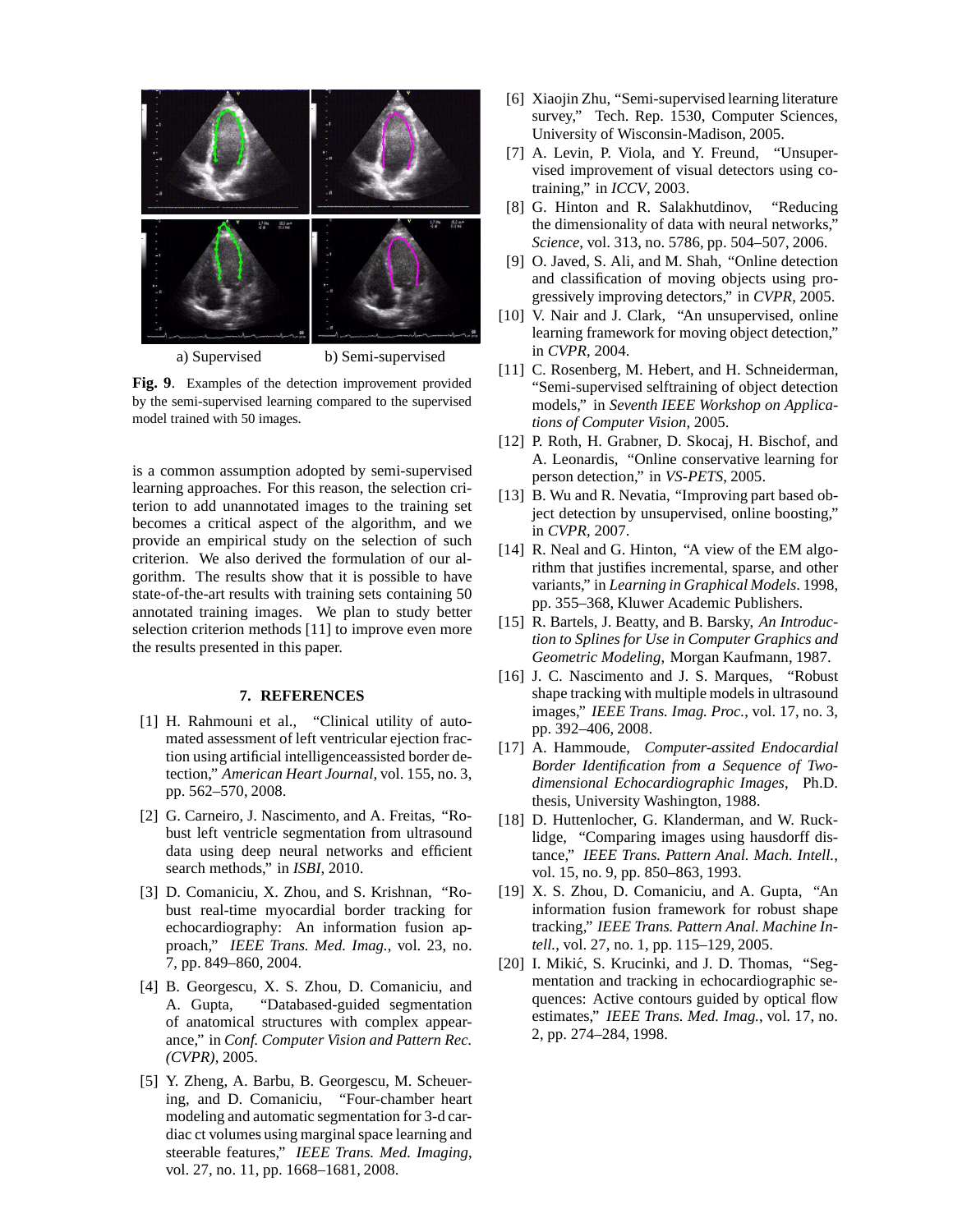a) Supervised b) Semi-supervised

**Fig. 9**. Examples of the detection improvement provided by the semi-supervised learning compared to the supervised model trained with 50 images.

is a common assumption adopted by semi-supervised learning approaches. For this reason, the selection criterion to add unannotated images to the training set becomes a critical aspect of the algorithm, and we provide an empirical study on the selection of such criterion. We also derived the formulation of our algorithm. The results show that it is possible to have state-of-the-art results with training sets containing 50 annotated training images. We plan to study better selection criterion methods [11] to improve even more the results presented in this paper.

## 7. REFERENCES

[1] H. Rahmouni et al., "Clinical utility of automated assessment of left ventricular ejection fraction using artificial intelligenceassisted border detection," *American Heart Journal*, vol. 155, no. 3, pp. 562–570, 2008.

[2] G. Carneiro, J. Nascimento, and A. Freitas, "Robust left ventricle segmentation from ultrasound data using deep neural networks and efficient search methods," in *ISBI*, 2010.

[3] D. Comaniciu, X. Zhou, and S. Krishnan, "Robust real-time myocardial border tracking for echocardiography: An information fusion approach," *IEEE Trans. Med. Imag.*, vol. 23, no. 7, pp. 849–860, 2004.

[4] B. Georgescu, X. S. Zhou, D. Comaniciu, and A. Gupta, "Databased-guided segmentation of anatomical structures with complex appearance," in *Conf. Computer Vision and Pattern Rec. (CVPR)*, 2005.

[5] Y. Zheng, A. Barbu, B. Georgescu, M. Scheuering, and D. Comaniciu, "Four-chamber heart modeling and automatic segmentation for 3-d cardiac ct volumes using marginal space learning and steerable features," *IEEE Trans. Med. Imaging*, vol. 27, no. 11, pp. 1668–1681, 2008.

[6] Xiaojin Zhu, "Semi-supervised learning literature survey," Tech. Rep. 1530, Computer Sciences, University of Wisconsin-Madison, 2005.

[7] A. Levin, P. Viola, and Y. Freund, "Unsupervised improvement of visual detectors using co-training," in *ICCV*, 2003.

[8] G. Hinton and R. Salakhutdinov, "Reducing the dimensionality of data with neural networks," *Science*, vol. 313, no. 5786, pp. 504–507, 2006.

[9] O. Javed, S. Ali, and M. Shah, "Online detection and classification of moving objects using progressively improving detectors," in *CVPR*, 2005.

[10] V. Nair and J. Clark, "An unsupervised, online learning framework for moving object detection," in *CVPR*, 2004.

[11] C. Rosenberg, M. Hebert, and H. Schneiderman, "Semi-supervised selftraining of object detection models," in *Seventh IEEE Workshop on Applications of Computer Vision*, 2005.

[12] P. Roth, H. Grabner, D. Skocaj, H. Bischof, and A. Leonardis, "Online conservative learning for person detection," in *VS-PETS*, 2005.

[13] B. Wu and R. Nevatia, "Improving part based object detection by unsupervised, online boosting," in *CVPR*, 2007.

[14] R. Neal and G. Hinton, "A view of the EM algorithm that justifies incremental, sparse, and other variants," in *Learning in Graphical Models*. 1998, pp. 355–368, Kluwer Academic Publishers.

[15] R. Bartels, J. Beatty, and B. Barsky, *An Introduction to Splines for Use in Computer Graphics and Geometric Modeling*, Morgan Kaufmann, 1987.

[16] J. C. Nascimento and J. S. Marques, "Robust shape tracking with multiple models in ultrasound images," *IEEE Trans. Imag. Proc.*, vol. 17, no. 3, pp. 392–406, 2008.

[17] A. Hammoude, *Computer-assited Endocardial Border Identification from a Sequence of Two-dimensional Echocardiographic Images*, Ph.D. thesis, University Washington, 1988.

[18] D. Huttenlocher, G. Klanderman, and W. Rucklidge, "Comparing images using hausdorff distance," *IEEE Trans. Pattern Anal. Mach. Intell.*, vol. 15, no. 9, pp. 850–863, 1993.

[19] X. S. Zhou, D. Comaniciu, and A. Gupta, "An information fusion framework for robust shape tracking," *IEEE Trans. Pattern Anal. Machine Intell.*, vol. 27, no. 1, pp. 115–129, 2005.

[20] I. Mikić, S. Krucinki, and J. D. Thomas, "Segmentation and tracking in echocardiographic sequences: Active contours guided by optical flow estimates," *IEEE Trans. Med. Imag.*, vol. 17, no. 2, pp. 274–284, 1998.